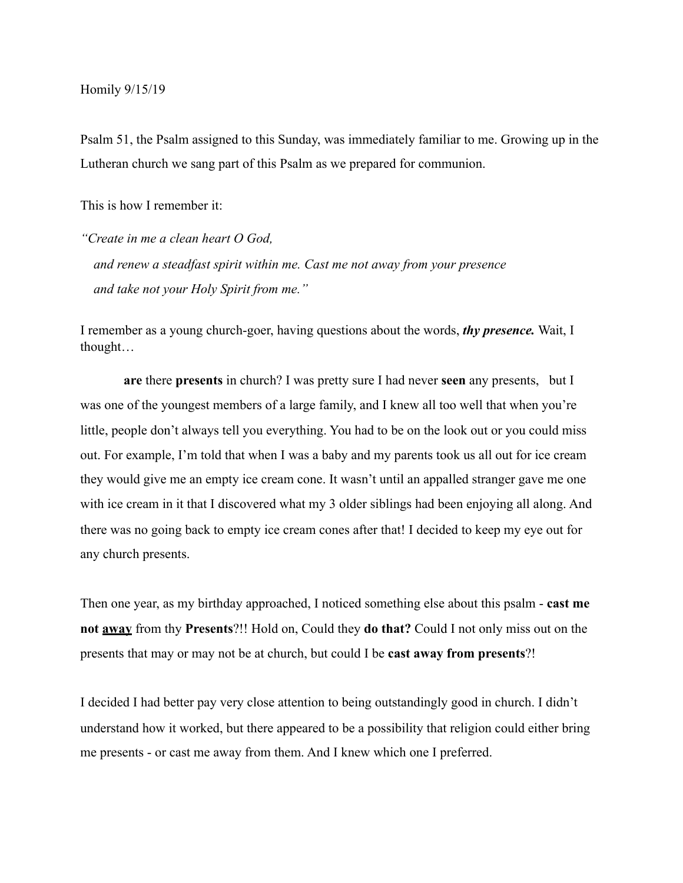Homily 9/15/19

Psalm 51, the Psalm assigned to this Sunday, was immediately familiar to me. Growing up in the Lutheran church we sang part of this Psalm as we prepared for communion.

This is how I remember it:

*"Create in me a clean heart O God,*
*and renew a steadfast spirit within me. Cast me not away from your presence*
*and take not your Holy Spirit from me."*

I remember as a young church-goer, having questions about the words, ***thy presence.*** Wait, I thought…

**are** there **presents** in church? I was pretty sure I had never **seen** any presents, but I was one of the youngest members of a large family, and I knew all too well that when you're little, people don't always tell you everything. You had to be on the look out or you could miss out. For example, I'm told that when I was a baby and my parents took us all out for ice cream they would give me an empty ice cream cone. It wasn't until an appalled stranger gave me one with ice cream in it that I discovered what my 3 older siblings had been enjoying all along. And there was no going back to empty ice cream cones after that! I decided to keep my eye out for any church presents.

Then one year, as my birthday approached, I noticed something else about this psalm - **cast me not <u>away</u>** from thy **Presents**?!! Hold on, Could they **do that?** Could I not only miss out on the presents that may or may not be at church, but could I be **cast away from presents**?!

I decided I had better pay very close attention to being outstandingly good in church. I didn't understand how it worked, but there appeared to be a possibility that religion could either bring me presents - or cast me away from them. And I knew which one I preferred.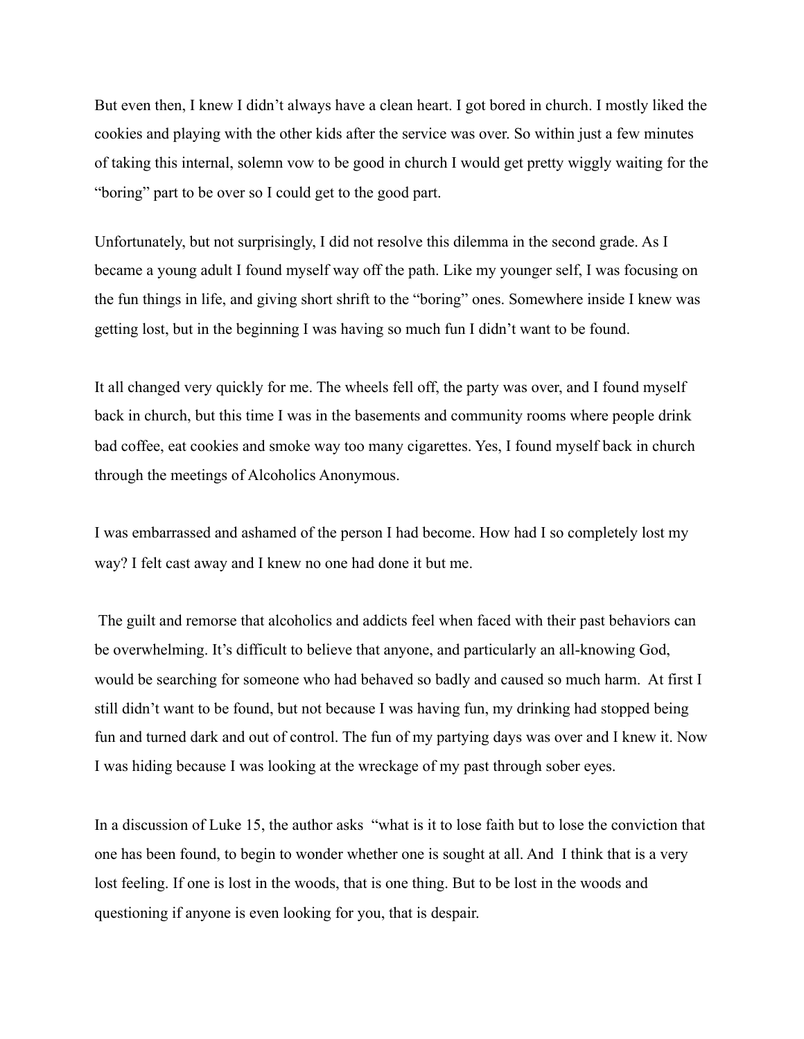But even then, I knew I didn't always have a clean heart. I got bored in church. I mostly liked the cookies and playing with the other kids after the service was over. So within just a few minutes of taking this internal, solemn vow to be good in church I would get pretty wiggly waiting for the "boring" part to be over so I could get to the good part.

Unfortunately, but not surprisingly, I did not resolve this dilemma in the second grade. As I became a young adult I found myself way off the path. Like my younger self, I was focusing on the fun things in life, and giving short shrift to the "boring" ones. Somewhere inside I knew was getting lost, but in the beginning I was having so much fun I didn't want to be found.

It all changed very quickly for me. The wheels fell off, the party was over, and I found myself back in church, but this time I was in the basements and community rooms where people drink bad coffee, eat cookies and smoke way too many cigarettes. Yes, I found myself back in church through the meetings of Alcoholics Anonymous.

I was embarrassed and ashamed of the person I had become. How had I so completely lost my way? I felt cast away and I knew no one had done it but me.

The guilt and remorse that alcoholics and addicts feel when faced with their past behaviors can be overwhelming. It's difficult to believe that anyone, and particularly an all-knowing God, would be searching for someone who had behaved so badly and caused so much harm. At first I still didn't want to be found, but not because I was having fun, my drinking had stopped being fun and turned dark and out of control. The fun of my partying days was over and I knew it. Now I was hiding because I was looking at the wreckage of my past through sober eyes.

In a discussion of Luke 15, the author asks "what is it to lose faith but to lose the conviction that one has been found, to begin to wonder whether one is sought at all. And I think that is a very lost feeling. If one is lost in the woods, that is one thing. But to be lost in the woods and questioning if anyone is even looking for you, that is despair.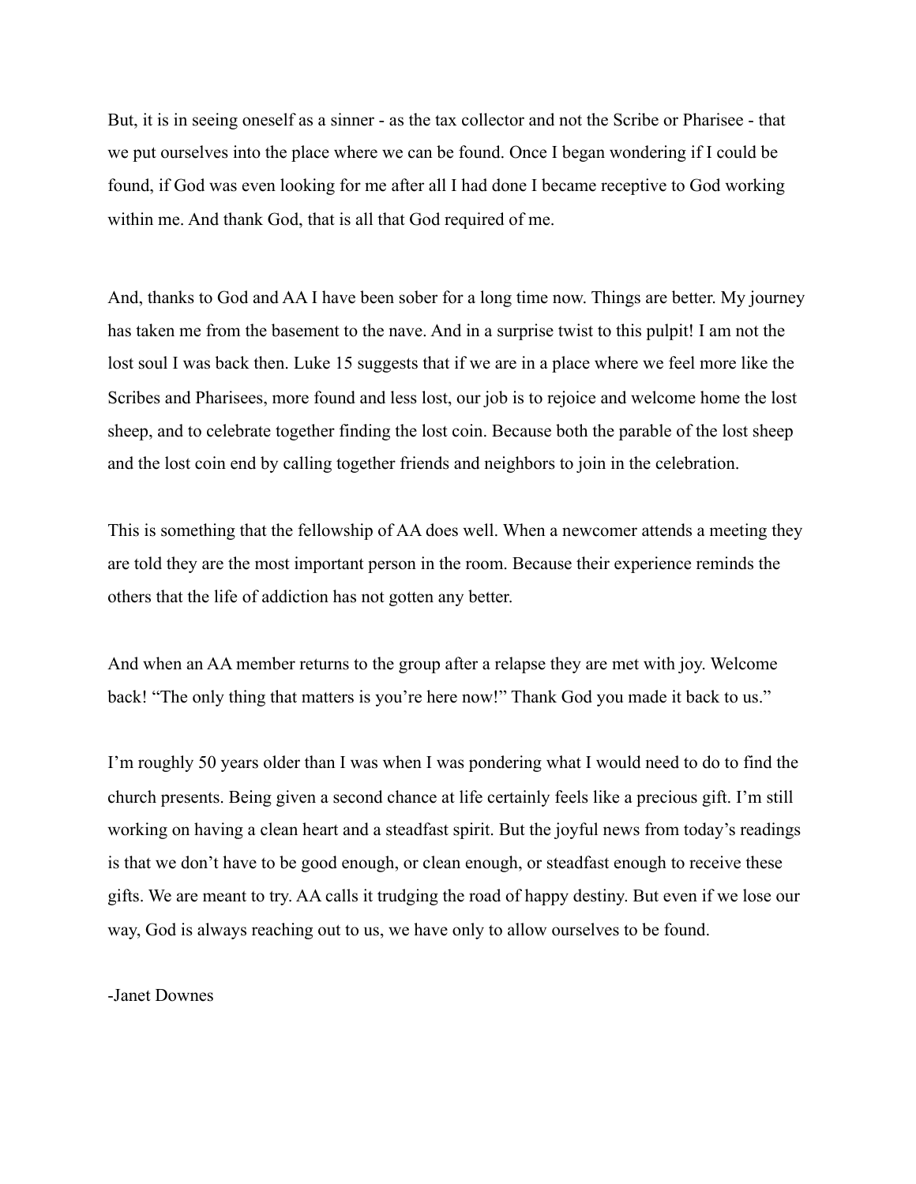But, it is in seeing oneself as a sinner - as the tax collector and not the Scribe or Pharisee - that we put ourselves into the place where we can be found. Once I began wondering if I could be found, if God was even looking for me after all I had done I became receptive to God working within me. And thank God, that is all that God required of me.

And, thanks to God and AA I have been sober for a long time now. Things are better. My journey has taken me from the basement to the nave. And in a surprise twist to this pulpit! I am not the lost soul I was back then. Luke 15 suggests that if we are in a place where we feel more like the Scribes and Pharisees, more found and less lost, our job is to rejoice and welcome home the lost sheep, and to celebrate together finding the lost coin. Because both the parable of the lost sheep and the lost coin end by calling together friends and neighbors to join in the celebration.

This is something that the fellowship of AA does well. When a newcomer attends a meeting they are told they are the most important person in the room. Because their experience reminds the others that the life of addiction has not gotten any better.

And when an AA member returns to the group after a relapse they are met with joy. Welcome back! "The only thing that matters is you're here now!" Thank God you made it back to us."

I'm roughly 50 years older than I was when I was pondering what I would need to do to find the church presents. Being given a second chance at life certainly feels like a precious gift. I'm still working on having a clean heart and a steadfast spirit. But the joyful news from today's readings is that we don't have to be good enough, or clean enough, or steadfast enough to receive these gifts. We are meant to try. AA calls it trudging the road of happy destiny. But even if we lose our way, God is always reaching out to us, we have only to allow ourselves to be found.

-Janet Downes